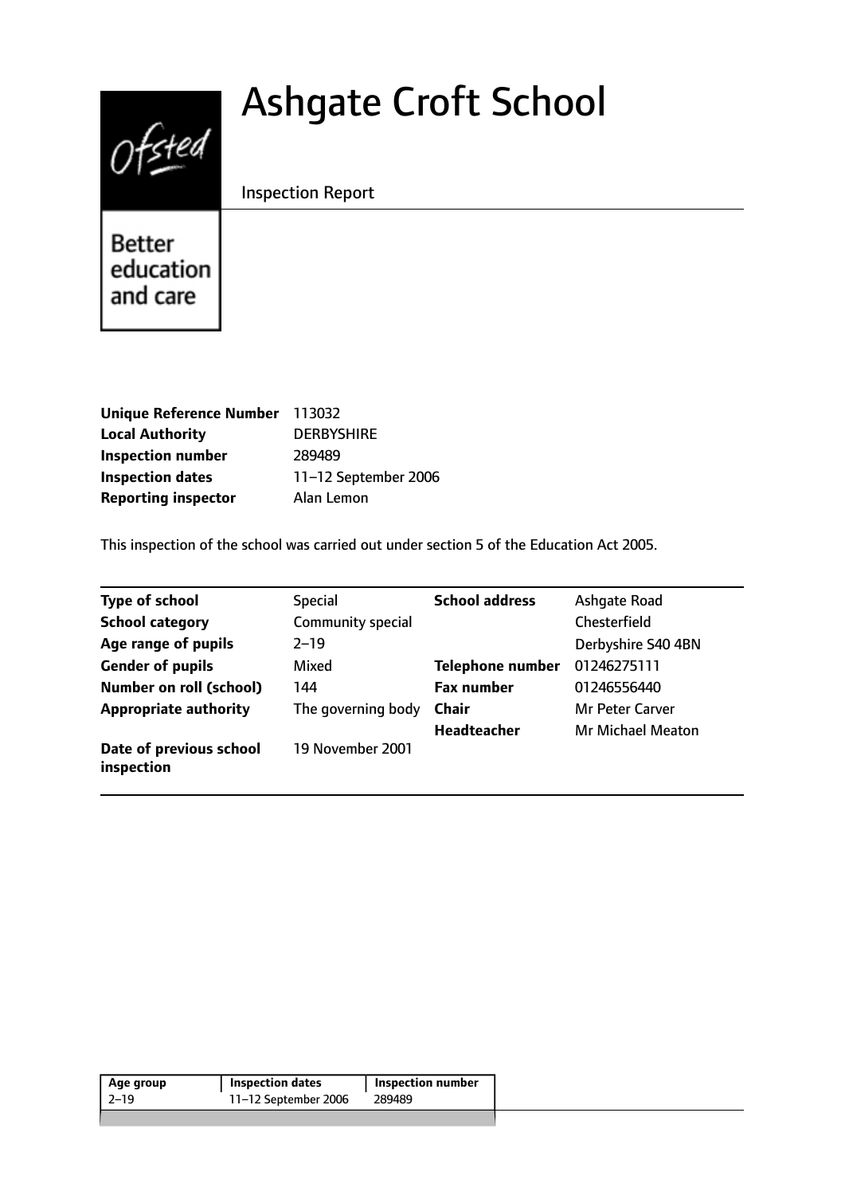# Ashgate Croft School

Inspection Report

Better education and care

| | |
|---|---|
| **Unique Reference Number** | 113032 |
| **Local Authority** | DERBYSHIRE |
| **Inspection number** | 289489 |
| **Inspection dates** | 11–12 September 2006 |
| **Reporting inspector** | Alan Lemon |

This inspection of the school was carried out under section 5 of the Education Act 2005.

| | | | |
|---|---|---|---|
| **Type of school** | Special | **School address** | Ashgate Road |
| **School category** | Community special | | Chesterfield |
| **Age range of pupils** | 2–19 | | Derbyshire S40 4BN |
| **Gender of pupils** | Mixed | **Telephone number** | 01246275111 |
| **Number on roll (school)** | 144 | **Fax number** | 01246556440 |
| **Appropriate authority** | The governing body | **Chair** | Mr Peter Carver |
| | | **Headteacher** | Mr Michael Meaton |
| **Date of previous school inspection** | 19 November 2001 | | |

| Age group | Inspection dates | Inspection number |
|---|---|---|
| 2–19 | 11–12 September 2006 | 289489 |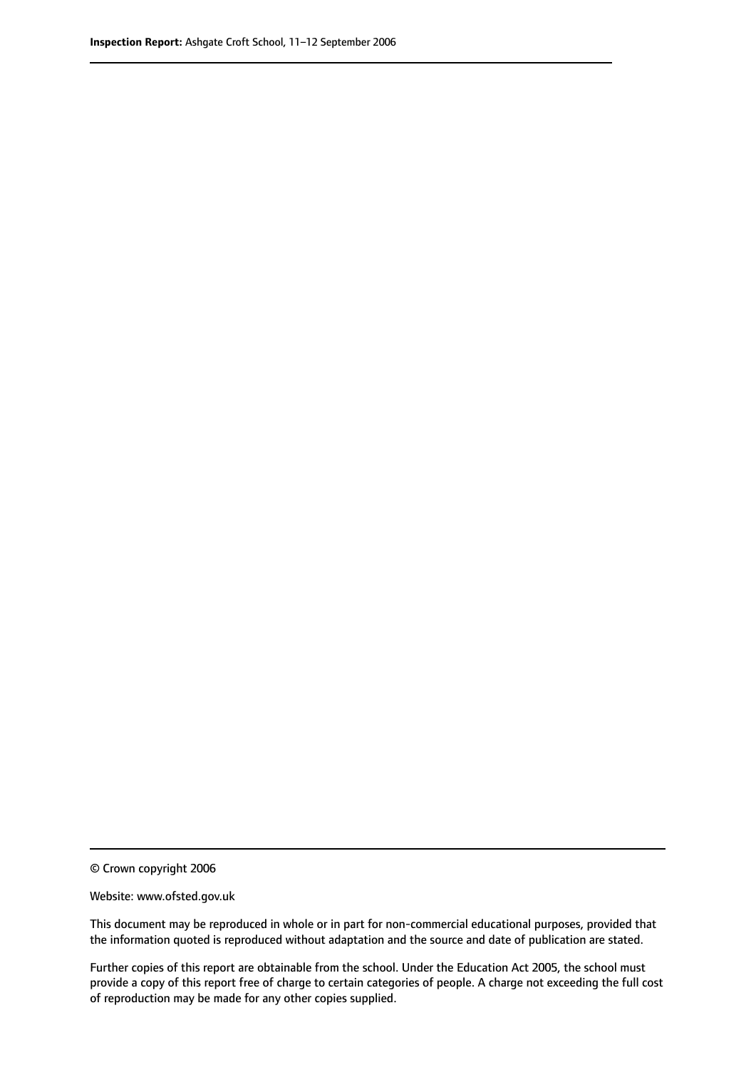© Crown copyright 2006

Website: www.ofsted.gov.uk

This document may be reproduced in whole or in part for non-commercial educational purposes, provided that the information quoted is reproduced without adaptation and the source and date of publication are stated.

Further copies of this report are obtainable from the school. Under the Education Act 2005, the school must provide a copy of this report free of charge to certain categories of people. A charge not exceeding the full cost of reproduction may be made for any other copies supplied.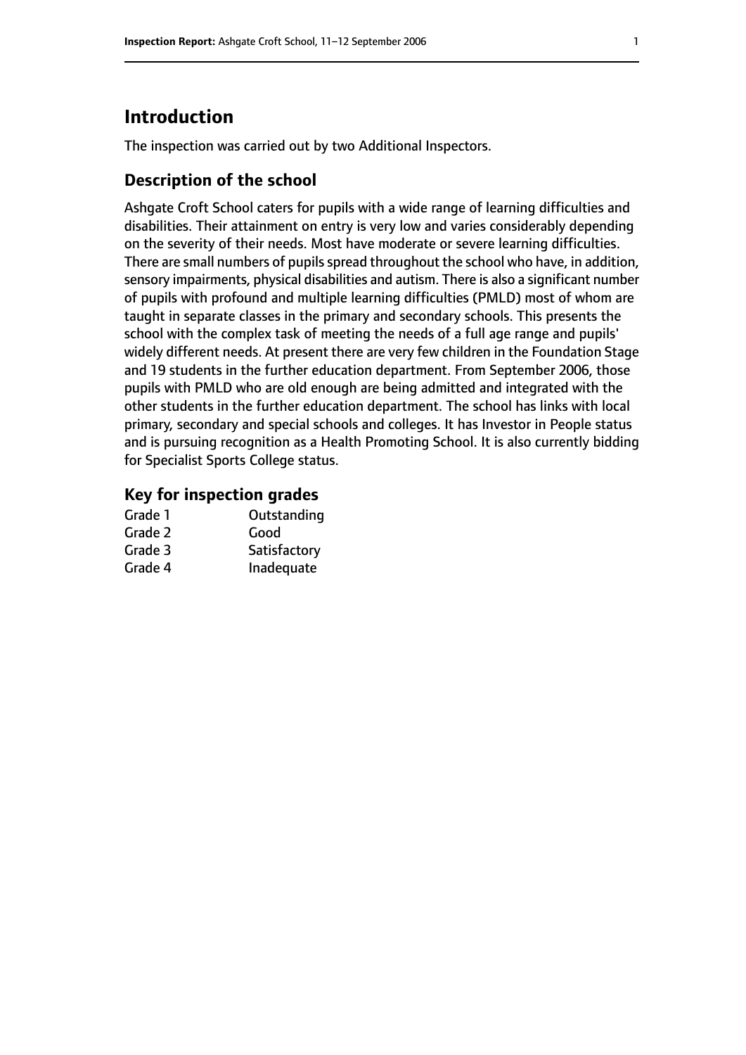## Introduction

The inspection was carried out by two Additional Inspectors.

### Description of the school

Ashgate Croft School caters for pupils with a wide range of learning difficulties and disabilities. Their attainment on entry is very low and varies considerably depending on the severity of their needs. Most have moderate or severe learning difficulties. There are small numbers of pupils spread throughout the school who have, in addition, sensory impairments, physical disabilities and autism. There is also a significant number of pupils with profound and multiple learning difficulties (PMLD) most of whom are taught in separate classes in the primary and secondary schools. This presents the school with the complex task of meeting the needs of a full age range and pupils' widely different needs. At present there are very few children in the Foundation Stage and 19 students in the further education department. From September 2006, those pupils with PMLD who are old enough are being admitted and integrated with the other students in the further education department. The school has links with local primary, secondary and special schools and colleges. It has Investor in People status and is pursuing recognition as a Health Promoting School. It is also currently bidding for Specialist Sports College status.

### Key for inspection grades

| | |
|---|---|
| Grade 1 | Outstanding |
| Grade 2 | Good |
| Grade 3 | Satisfactory |
| Grade 4 | Inadequate |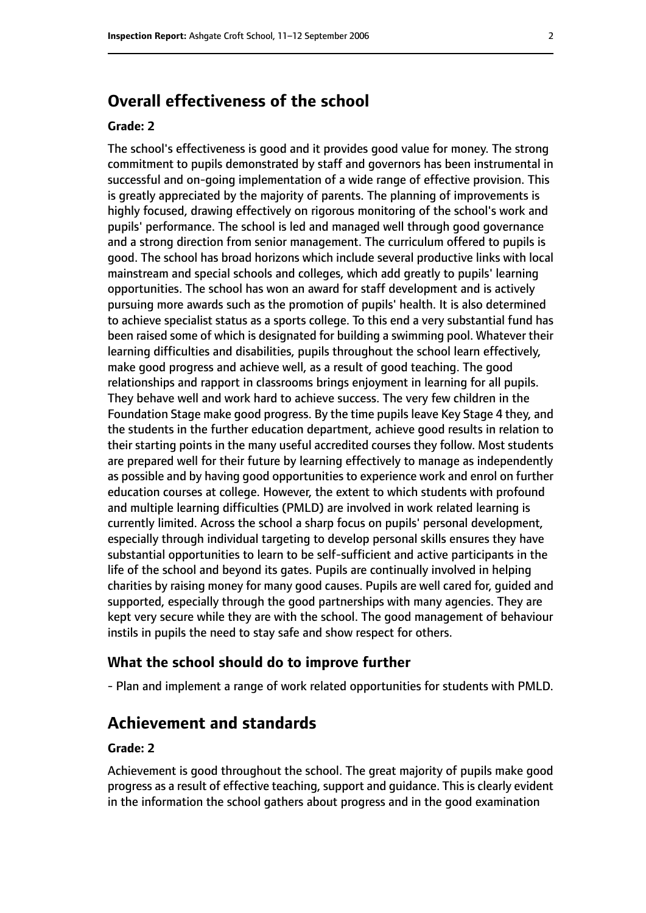## Overall effectiveness of the school

### Grade: 2

The school's effectiveness is good and it provides good value for money. The strong commitment to pupils demonstrated by staff and governors has been instrumental in successful and on-going implementation of a wide range of effective provision. This is greatly appreciated by the majority of parents. The planning of improvements is highly focused, drawing effectively on rigorous monitoring of the school's work and pupils' performance. The school is led and managed well through good governance and a strong direction from senior management. The curriculum offered to pupils is good. The school has broad horizons which include several productive links with local mainstream and special schools and colleges, which add greatly to pupils' learning opportunities. The school has won an award for staff development and is actively pursuing more awards such as the promotion of pupils' health. It is also determined to achieve specialist status as a sports college. To this end a very substantial fund has been raised some of which is designated for building a swimming pool. Whatever their learning difficulties and disabilities, pupils throughout the school learn effectively, make good progress and achieve well, as a result of good teaching. The good relationships and rapport in classrooms brings enjoyment in learning for all pupils. They behave well and work hard to achieve success. The very few children in the Foundation Stage make good progress. By the time pupils leave Key Stage 4 they, and the students in the further education department, achieve good results in relation to their starting points in the many useful accredited courses they follow. Most students are prepared well for their future by learning effectively to manage as independently as possible and by having good opportunities to experience work and enrol on further education courses at college. However, the extent to which students with profound and multiple learning difficulties (PMLD) are involved in work related learning is currently limited. Across the school a sharp focus on pupils' personal development, especially through individual targeting to develop personal skills ensures they have substantial opportunities to learn to be self-sufficient and active participants in the life of the school and beyond its gates. Pupils are continually involved in helping charities by raising money for many good causes. Pupils are well cared for, guided and supported, especially through the good partnerships with many agencies. They are kept very secure while they are with the school. The good management of behaviour instils in pupils the need to stay safe and show respect for others.

### What the school should do to improve further

- Plan and implement a range of work related opportunities for students with PMLD.

## Achievement and standards

### Grade: 2

Achievement is good throughout the school. The great majority of pupils make good progress as a result of effective teaching, support and guidance. This is clearly evident in the information the school gathers about progress and in the good examination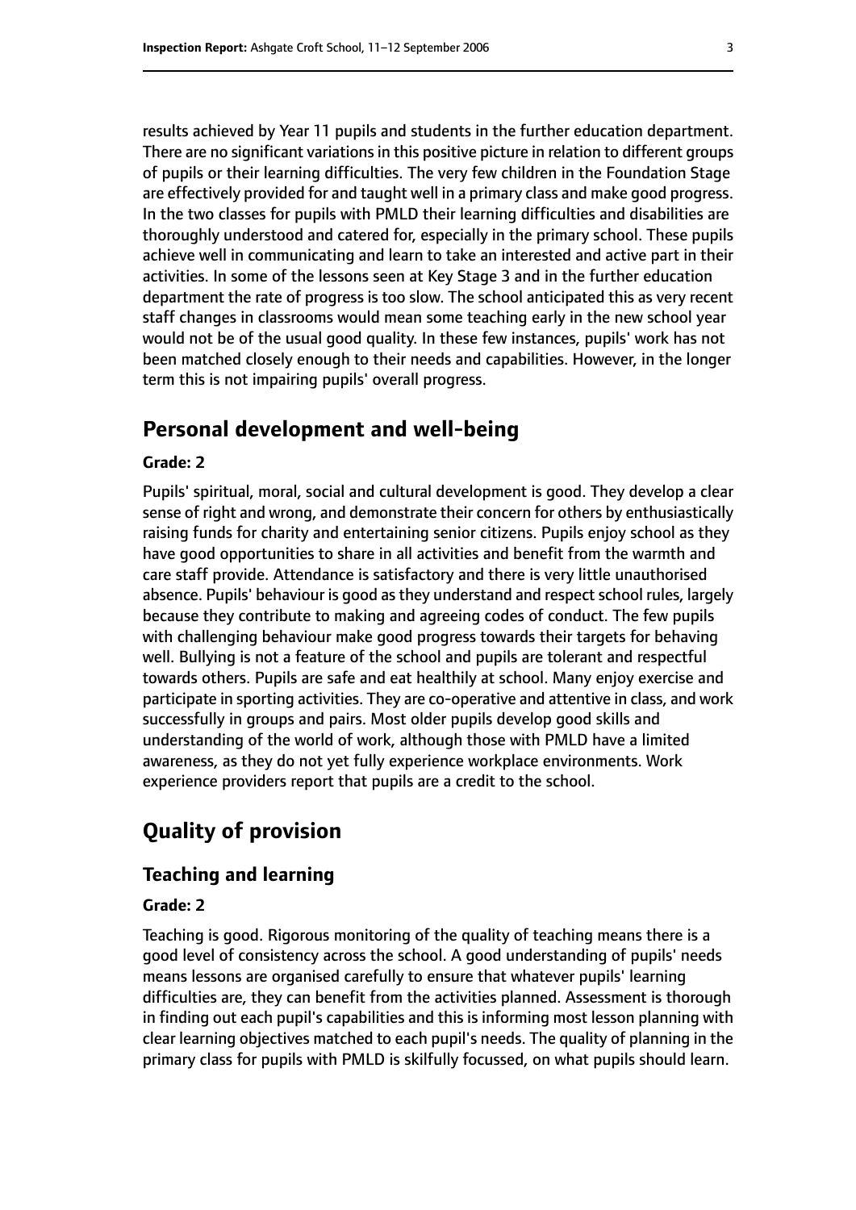results achieved by Year 11 pupils and students in the further education department. There are no significant variations in this positive picture in relation to different groups of pupils or their learning difficulties. The very few children in the Foundation Stage are effectively provided for and taught well in a primary class and make good progress. In the two classes for pupils with PMLD their learning difficulties and disabilities are thoroughly understood and catered for, especially in the primary school. These pupils achieve well in communicating and learn to take an interested and active part in their activities. In some of the lessons seen at Key Stage 3 and in the further education department the rate of progress is too slow. The school anticipated this as very recent staff changes in classrooms would mean some teaching early in the new school year would not be of the usual good quality. In these few instances, pupils' work has not been matched closely enough to their needs and capabilities. However, in the longer term this is not impairing pupils' overall progress.

## Personal development and well-being

#### Grade: 2

Pupils' spiritual, moral, social and cultural development is good. They develop a clear sense of right and wrong, and demonstrate their concern for others by enthusiastically raising funds for charity and entertaining senior citizens. Pupils enjoy school as they have good opportunities to share in all activities and benefit from the warmth and care staff provide. Attendance is satisfactory and there is very little unauthorised absence. Pupils' behaviour is good as they understand and respect school rules, largely because they contribute to making and agreeing codes of conduct. The few pupils with challenging behaviour make good progress towards their targets for behaving well. Bullying is not a feature of the school and pupils are tolerant and respectful towards others. Pupils are safe and eat healthily at school. Many enjoy exercise and participate in sporting activities. They are co-operative and attentive in class, and work successfully in groups and pairs. Most older pupils develop good skills and understanding of the world of work, although those with PMLD have a limited awareness, as they do not yet fully experience workplace environments. Work experience providers report that pupils are a credit to the school.

## Quality of provision

### Teaching and learning

#### Grade: 2

Teaching is good. Rigorous monitoring of the quality of teaching means there is a good level of consistency across the school. A good understanding of pupils' needs means lessons are organised carefully to ensure that whatever pupils' learning difficulties are, they can benefit from the activities planned. Assessment is thorough in finding out each pupil's capabilities and this is informing most lesson planning with clear learning objectives matched to each pupil's needs. The quality of planning in the primary class for pupils with PMLD is skilfully focussed, on what pupils should learn.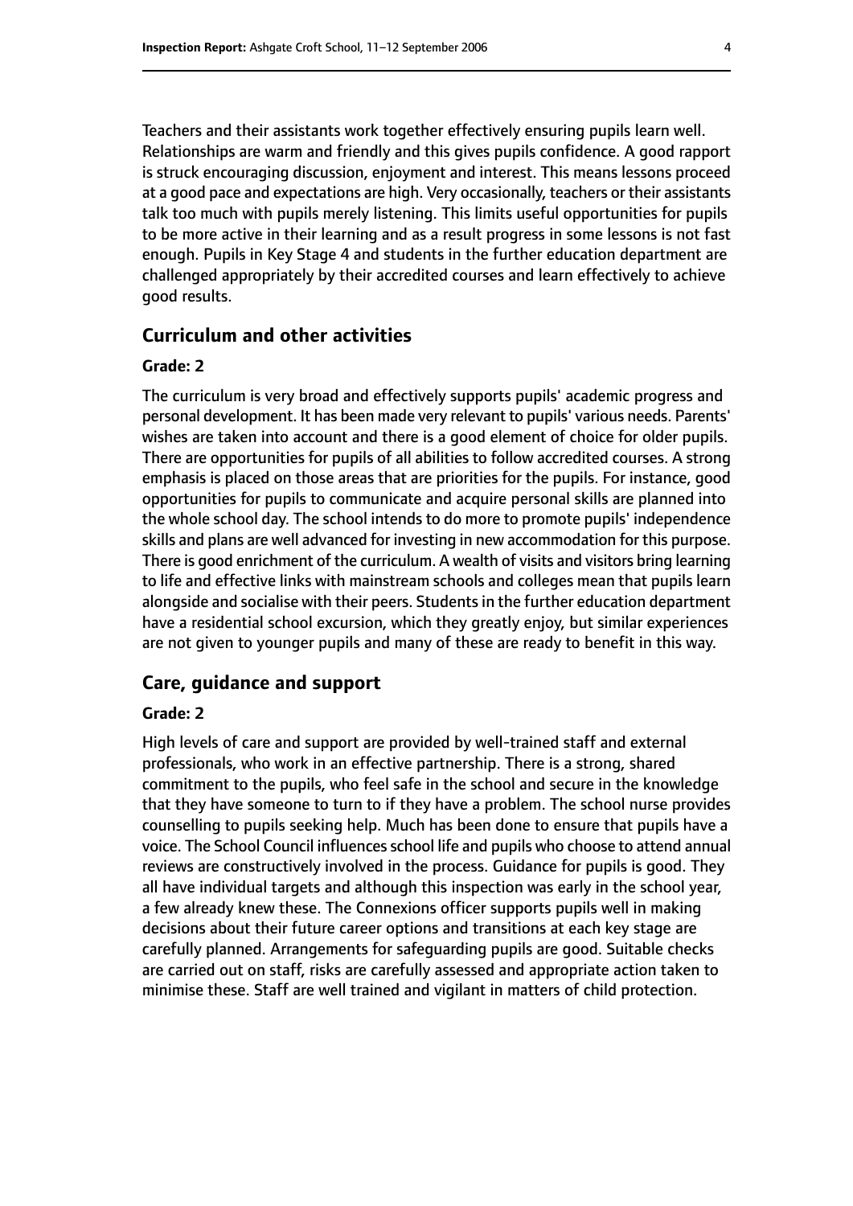Teachers and their assistants work together effectively ensuring pupils learn well. Relationships are warm and friendly and this gives pupils confidence. A good rapport is struck encouraging discussion, enjoyment and interest. This means lessons proceed at a good pace and expectations are high. Very occasionally, teachers or their assistants talk too much with pupils merely listening. This limits useful opportunities for pupils to be more active in their learning and as a result progress in some lessons is not fast enough. Pupils in Key Stage 4 and students in the further education department are challenged appropriately by their accredited courses and learn effectively to achieve good results.

## Curriculum and other activities

#### Grade: 2

The curriculum is very broad and effectively supports pupils' academic progress and personal development. It has been made very relevant to pupils' various needs. Parents' wishes are taken into account and there is a good element of choice for older pupils. There are opportunities for pupils of all abilities to follow accredited courses. A strong emphasis is placed on those areas that are priorities for the pupils. For instance, good opportunities for pupils to communicate and acquire personal skills are planned into the whole school day. The school intends to do more to promote pupils' independence skills and plans are well advanced for investing in new accommodation for this purpose. There is good enrichment of the curriculum. A wealth of visits and visitors bring learning to life and effective links with mainstream schools and colleges mean that pupils learn alongside and socialise with their peers. Students in the further education department have a residential school excursion, which they greatly enjoy, but similar experiences are not given to younger pupils and many of these are ready to benefit in this way.

## Care, guidance and support

#### Grade: 2

High levels of care and support are provided by well-trained staff and external professionals, who work in an effective partnership. There is a strong, shared commitment to the pupils, who feel safe in the school and secure in the knowledge that they have someone to turn to if they have a problem. The school nurse provides counselling to pupils seeking help. Much has been done to ensure that pupils have a voice. The School Council influences school life and pupils who choose to attend annual reviews are constructively involved in the process. Guidance for pupils is good. They all have individual targets and although this inspection was early in the school year, a few already knew these. The Connexions officer supports pupils well in making decisions about their future career options and transitions at each key stage are carefully planned. Arrangements for safeguarding pupils are good. Suitable checks are carried out on staff, risks are carefully assessed and appropriate action taken to minimise these. Staff are well trained and vigilant in matters of child protection.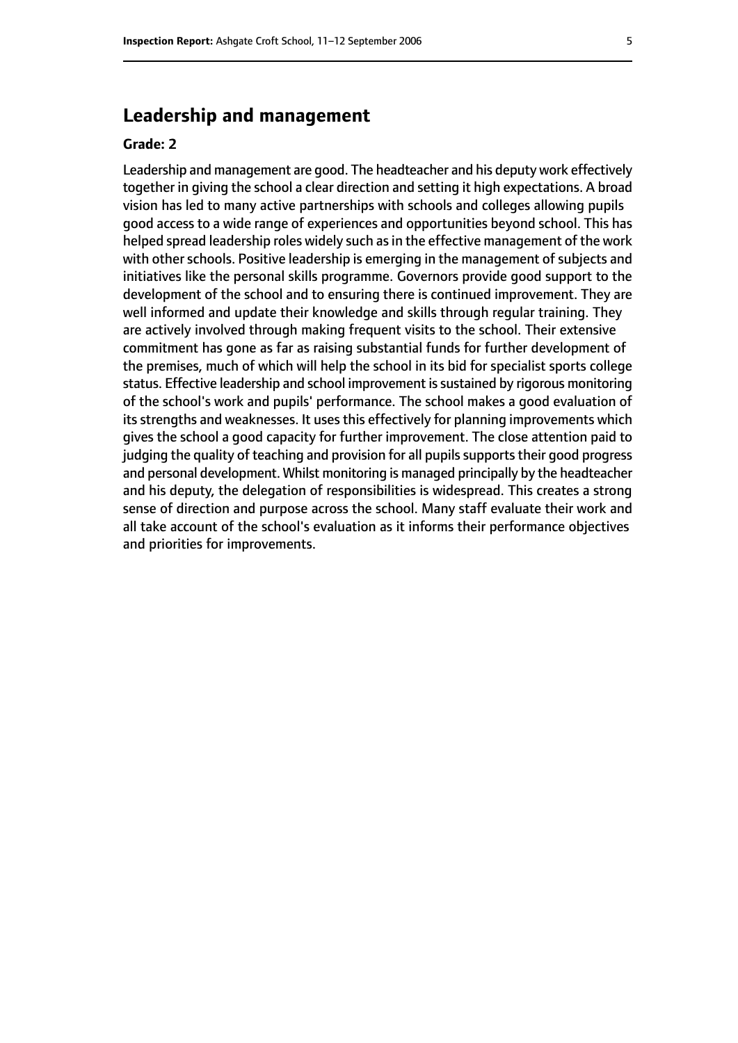## Leadership and management

**Grade: 2**

Leadership and management are good. The headteacher and his deputy work effectively together in giving the school a clear direction and setting it high expectations. A broad vision has led to many active partnerships with schools and colleges allowing pupils good access to a wide range of experiences and opportunities beyond school. This has helped spread leadership roles widely such as in the effective management of the work with other schools. Positive leadership is emerging in the management of subjects and initiatives like the personal skills programme. Governors provide good support to the development of the school and to ensuring there is continued improvement. They are well informed and update their knowledge and skills through regular training. They are actively involved through making frequent visits to the school. Their extensive commitment has gone as far as raising substantial funds for further development of the premises, much of which will help the school in its bid for specialist sports college status. Effective leadership and school improvement is sustained by rigorous monitoring of the school's work and pupils' performance. The school makes a good evaluation of its strengths and weaknesses. It uses this effectively for planning improvements which gives the school a good capacity for further improvement. The close attention paid to judging the quality of teaching and provision for all pupils supports their good progress and personal development. Whilst monitoring is managed principally by the headteacher and his deputy, the delegation of responsibilities is widespread. This creates a strong sense of direction and purpose across the school. Many staff evaluate their work and all take account of the school's evaluation as it informs their performance objectives and priorities for improvements.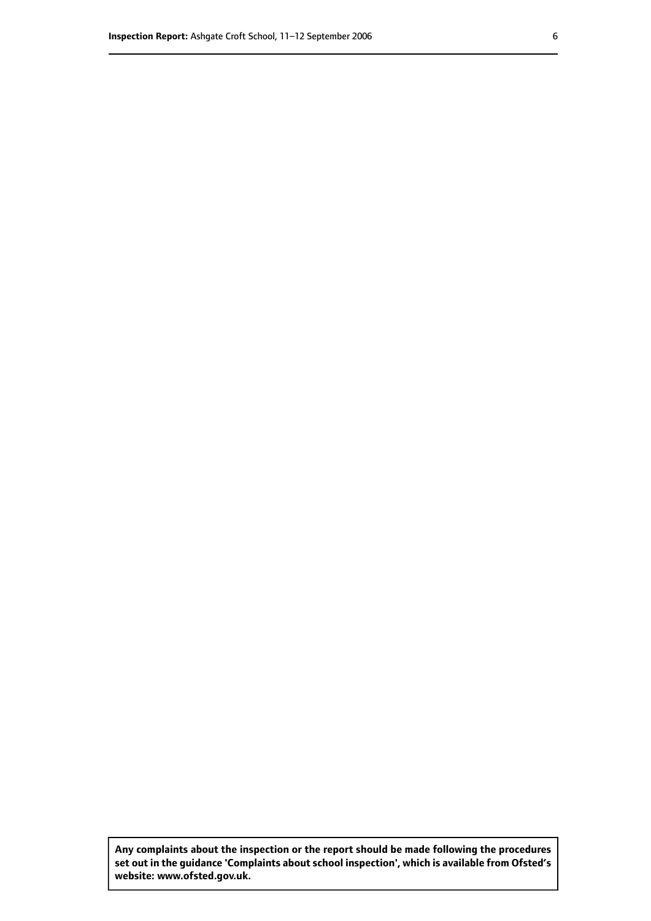**Any complaints about the inspection or the report should be made following the procedures set out in the guidance 'Complaints about school inspection', which is available from Ofsted's website: www.ofsted.gov.uk.**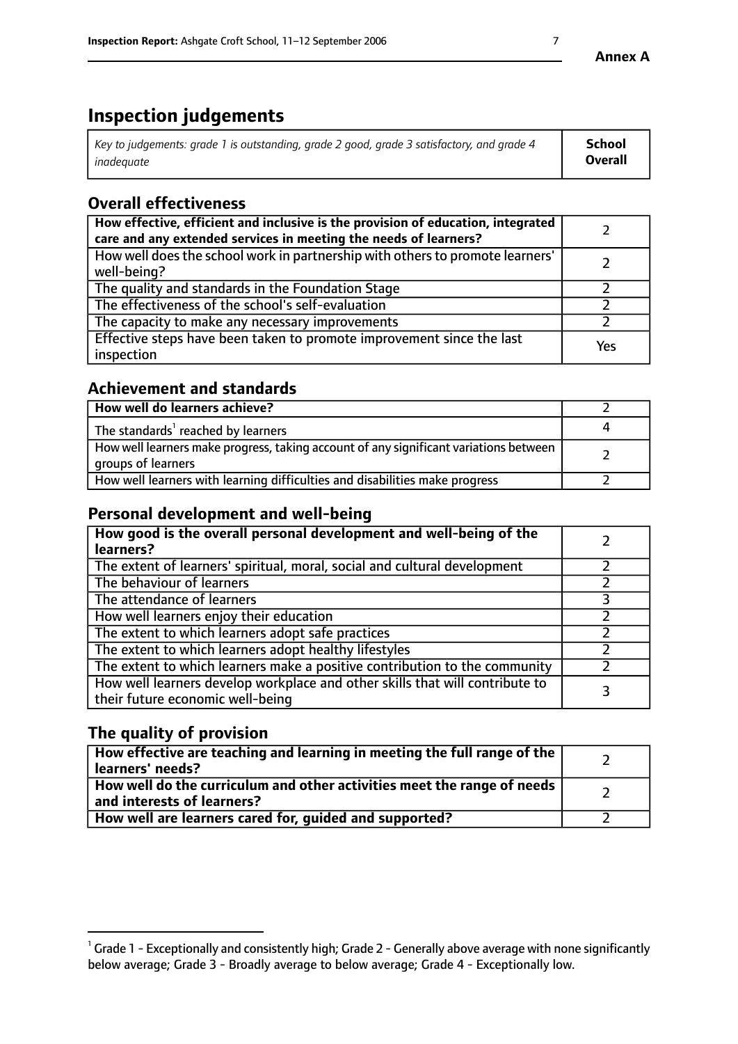Annex A

# Inspection judgements

| *Key to judgements: grade 1 is outstanding, grade 2 good, grade 3 satisfactory, and grade 4 inadequate* | **School Overall** |
|---|---|

## Overall effectiveness

| | |
|---|---|
| **How effective, efficient and inclusive is the provision of education, integrated care and any extended services in meeting the needs of learners?** | 2 |
| How well does the school work in partnership with others to promote learners' well-being? | 2 |
| The quality and standards in the Foundation Stage | 2 |
| The effectiveness of the school's self-evaluation | 2 |
| The capacity to make any necessary improvements | 2 |
| Effective steps have been taken to promote improvement since the last inspection | Yes |

## Achievement and standards

| | |
|---|---|
| **How well do learners achieve?** | 2 |
| The standards[1] reached by learners | 4 |
| How well learners make progress, taking account of any significant variations between groups of learners | 2 |
| How well learners with learning difficulties and disabilities make progress | 2 |

## Personal development and well-being

| | |
|---|---|
| **How good is the overall personal development and well-being of the learners?** | 2 |
| The extent of learners' spiritual, moral, social and cultural development | 2 |
| The behaviour of learners | 2 |
| The attendance of learners | 3 |
| How well learners enjoy their education | 2 |
| The extent to which learners adopt safe practices | 2 |
| The extent to which learners adopt healthy lifestyles | 2 |
| The extent to which learners make a positive contribution to the community | 2 |
| How well learners develop workplace and other skills that will contribute to their future economic well-being | 3 |

## The quality of provision

| | |
|---|---|
| **How effective are teaching and learning in meeting the full range of the learners' needs?** | 2 |
| **How well do the curriculum and other activities meet the range of needs and interests of learners?** | 2 |
| **How well are learners cared for, guided and supported?** | 2 |

[1] Grade 1 - Exceptionally and consistently high; Grade 2 - Generally above average with none significantly below average; Grade 3 - Broadly average to below average; Grade 4 - Exceptionally low.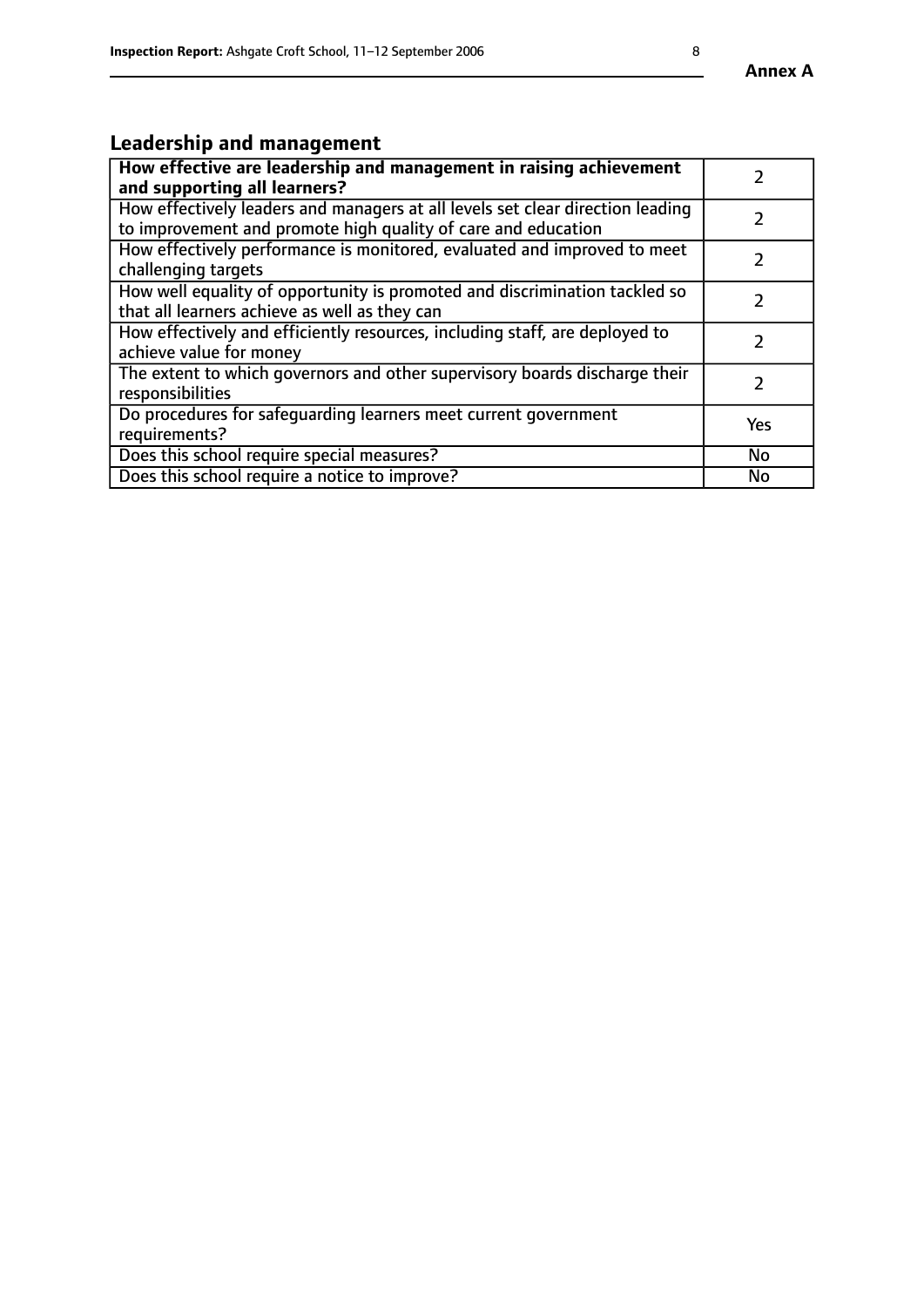## Leadership and management

| **How effective are leadership and management in raising achievement and supporting all learners?** | 2 |
|---|---|
| How effectively leaders and managers at all levels set clear direction leading to improvement and promote high quality of care and education | 2 |
| How effectively performance is monitored, evaluated and improved to meet challenging targets | 2 |
| How well equality of opportunity is promoted and discrimination tackled so that all learners achieve as well as they can | 2 |
| How effectively and efficiently resources, including staff, are deployed to achieve value for money | 2 |
| The extent to which governors and other supervisory boards discharge their responsibilities | 2 |
| Do procedures for safeguarding learners meet current government requirements? | Yes |
| Does this school require special measures? | No |
| Does this school require a notice to improve? | No |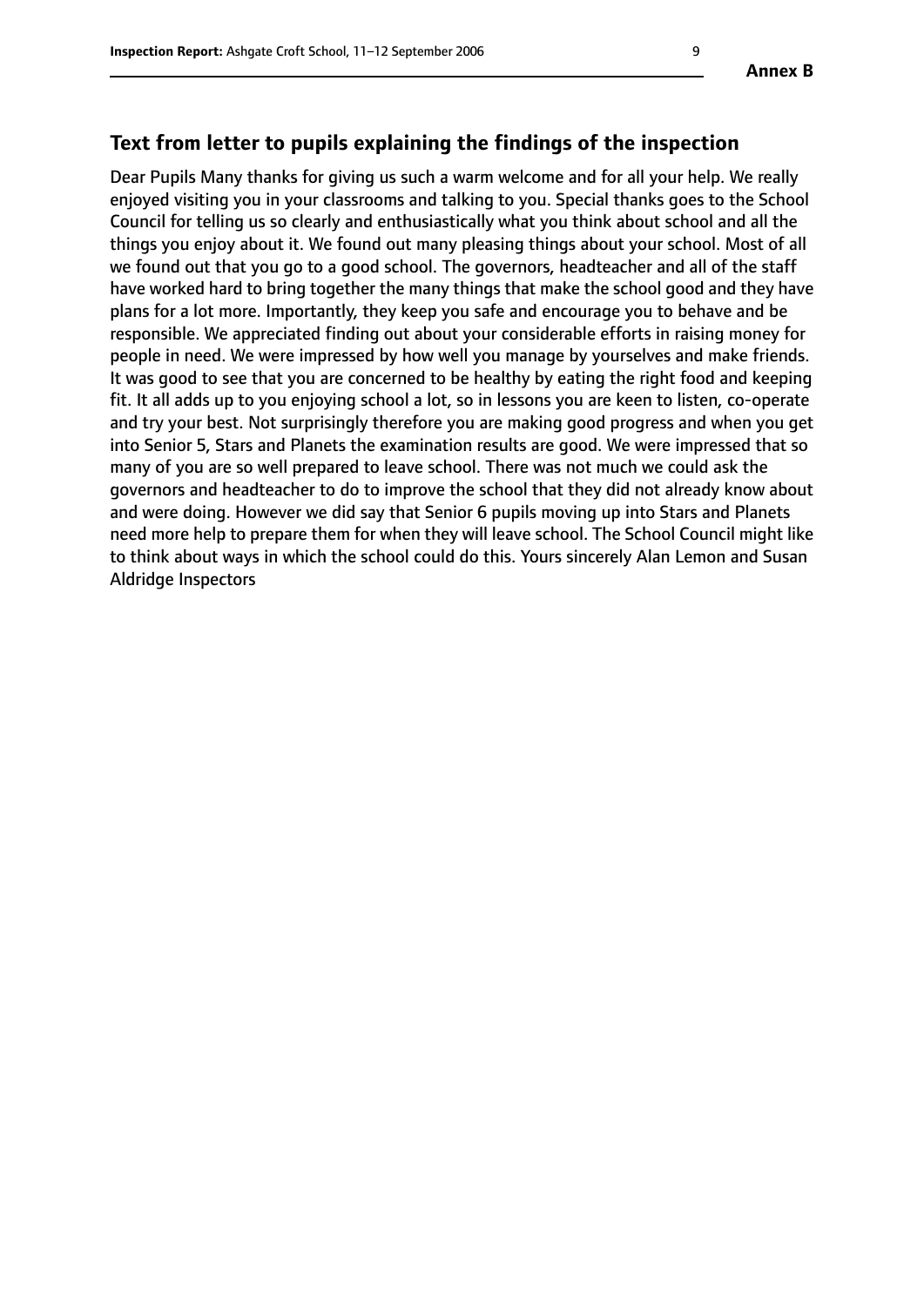## Text from letter to pupils explaining the findings of the inspection

Dear Pupils Many thanks for giving us such a warm welcome and for all your help. We really enjoyed visiting you in your classrooms and talking to you. Special thanks goes to the School Council for telling us so clearly and enthusiastically what you think about school and all the things you enjoy about it. We found out many pleasing things about your school. Most of all we found out that you go to a good school. The governors, headteacher and all of the staff have worked hard to bring together the many things that make the school good and they have plans for a lot more. Importantly, they keep you safe and encourage you to behave and be responsible. We appreciated finding out about your considerable efforts in raising money for people in need. We were impressed by how well you manage by yourselves and make friends. It was good to see that you are concerned to be healthy by eating the right food and keeping fit. It all adds up to you enjoying school a lot, so in lessons you are keen to listen, co-operate and try your best. Not surprisingly therefore you are making good progress and when you get into Senior 5, Stars and Planets the examination results are good. We were impressed that so many of you are so well prepared to leave school. There was not much we could ask the governors and headteacher to do to improve the school that they did not already know about and were doing. However we did say that Senior 6 pupils moving up into Stars and Planets need more help to prepare them for when they will leave school. The School Council might like to think about ways in which the school could do this. Yours sincerely Alan Lemon and Susan Aldridge Inspectors